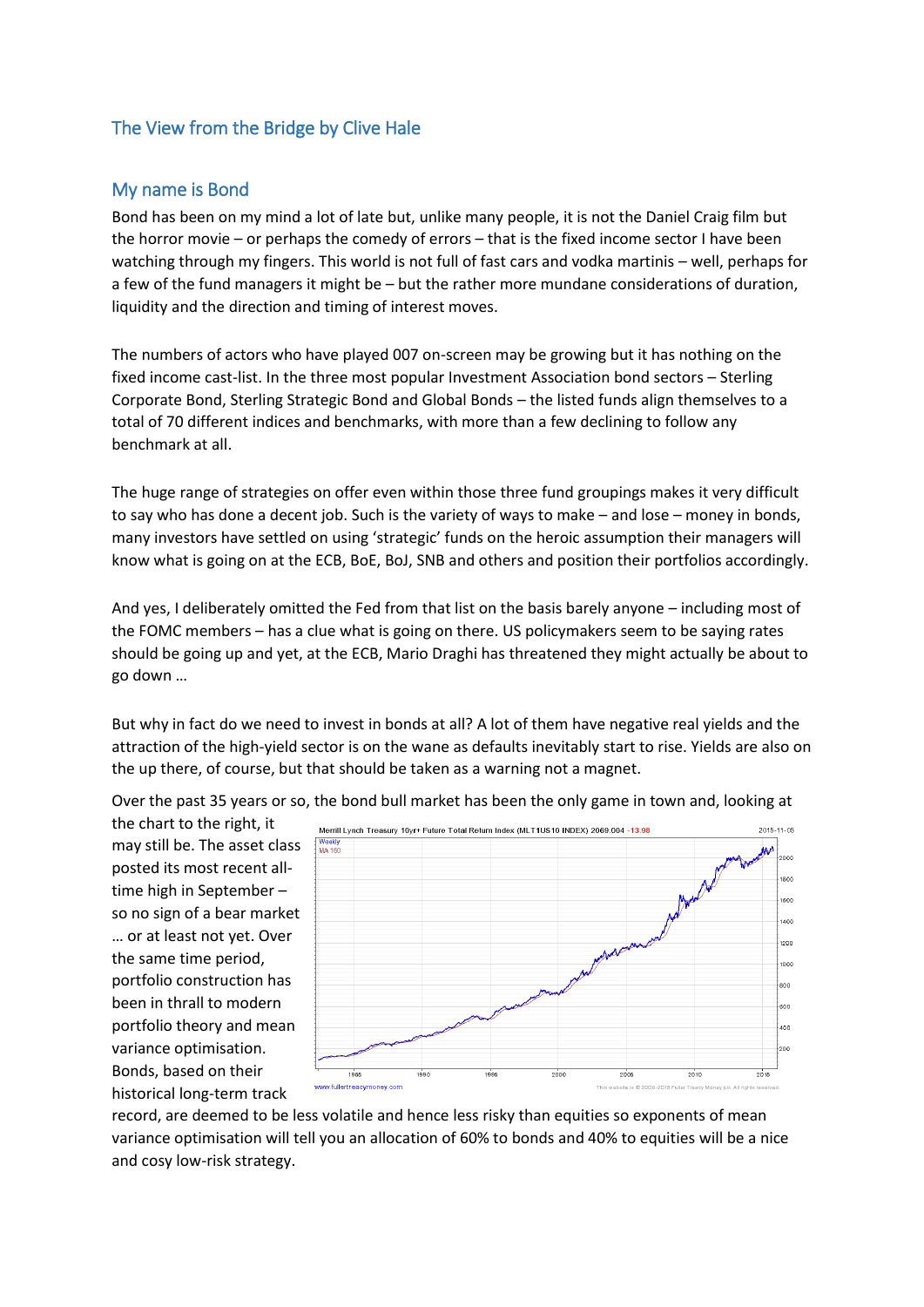## The View from the Bridge by Clive Hale

## My name is Bond

Bond has been on my mind a lot of late but, unlike many people, it is not the Daniel Craig film but the horror movie – or perhaps the comedy of errors – that is the fixed income sector I have been watching through my fingers. This world is not full of fast cars and vodka martinis – well, perhaps for a few of the fund managers it might be – but the rather more mundane considerations of duration, liquidity and the direction and timing of interest moves.

The numbers of actors who have played 007 on-screen may be growing but it has nothing on the fixed income cast-list. In the three most popular Investment Association bond sectors – Sterling Corporate Bond, Sterling Strategic Bond and Global Bonds – the listed funds align themselves to a total of 70 different indices and benchmarks, with more than a few declining to follow any benchmark at all.

The huge range of strategies on offer even within those three fund groupings makes it very difficult to say who has done a decent job. Such is the variety of ways to make – and lose – money in bonds, many investors have settled on using 'strategic' funds on the heroic assumption their managers will know what is going on at the ECB, BoE, BoJ, SNB and others and position their portfolios accordingly.

And yes, I deliberately omitted the Fed from that list on the basis barely anyone – including most of the FOMC members – has a clue what is going on there. US policymakers seem to be saying rates should be going up and yet, at the ECB, Mario Draghi has threatened they might actually be about to go down …

But why in fact do we need to invest in bonds at all? A lot of them have negative real yields and the attraction of the high-yield sector is on the wane as defaults inevitably start to rise. Yields are also on the up there, of course, but that should be taken as a warning not a magnet.

Over the past 35 years or so, the bond bull market has been the only game in town and, looking at the chart to the right, it may still be. The asset class posted its most recent all-time high in September – so no sign of a bear market … or at least not yet. Over the same time period, portfolio construction has been in thrall to modern portfolio theory and mean variance optimisation. Bonds, based on their historical long-term track record, are deemed to be less volatile and hence less risky than equities so exponents of mean variance optimisation will tell you an allocation of 60% to bonds and 40% to equities will be a nice and cosy low-risk strategy.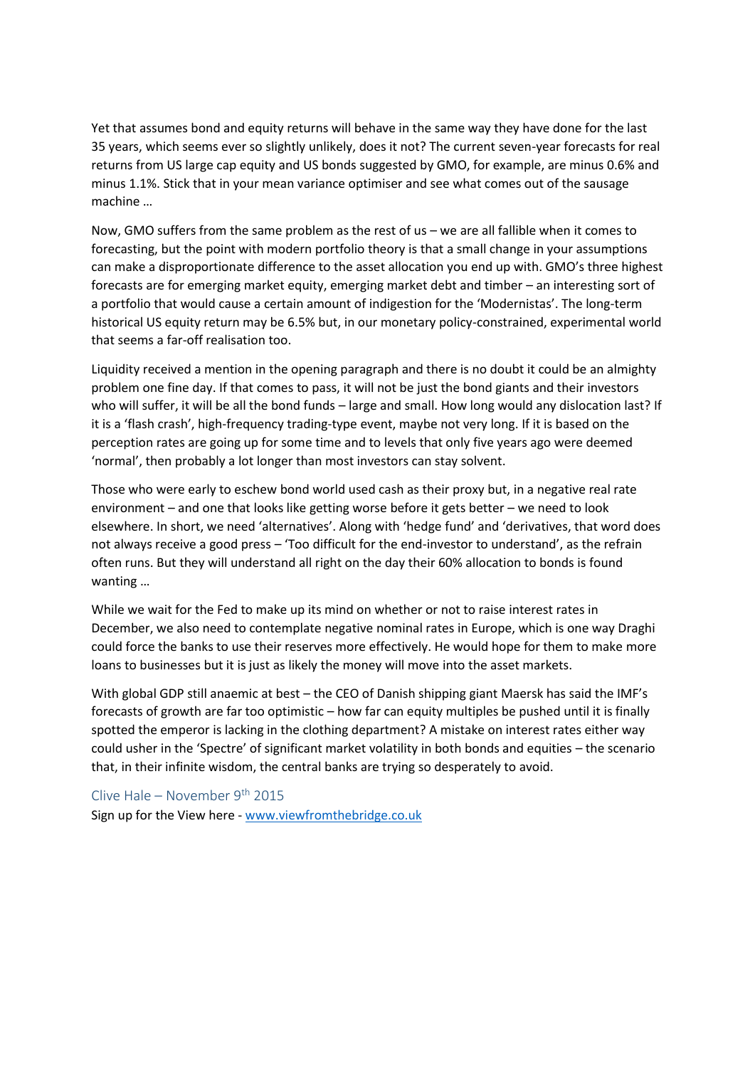Yet that assumes bond and equity returns will behave in the same way they have done for the last 35 years, which seems ever so slightly unlikely, does it not? The current seven-year forecasts for real returns from US large cap equity and US bonds suggested by GMO, for example, are minus 0.6% and minus 1.1%. Stick that in your mean variance optimiser and see what comes out of the sausage machine …

Now, GMO suffers from the same problem as the rest of us – we are all fallible when it comes to forecasting, but the point with modern portfolio theory is that a small change in your assumptions can make a disproportionate difference to the asset allocation you end up with. GMO's three highest forecasts are for emerging market equity, emerging market debt and timber – an interesting sort of a portfolio that would cause a certain amount of indigestion for the 'Modernistas'. The long-term historical US equity return may be 6.5% but, in our monetary policy-constrained, experimental world that seems a far-off realisation too.

Liquidity received a mention in the opening paragraph and there is no doubt it could be an almighty problem one fine day. If that comes to pass, it will not be just the bond giants and their investors who will suffer, it will be all the bond funds – large and small. How long would any dislocation last? If it is a 'flash crash', high-frequency trading-type event, maybe not very long. If it is based on the perception rates are going up for some time and to levels that only five years ago were deemed 'normal', then probably a lot longer than most investors can stay solvent.

Those who were early to eschew bond world used cash as their proxy but, in a negative real rate environment – and one that looks like getting worse before it gets better – we need to look elsewhere. In short, we need 'alternatives'. Along with 'hedge fund' and 'derivatives, that word does not always receive a good press – 'Too difficult for the end-investor to understand', as the refrain often runs. But they will understand all right on the day their 60% allocation to bonds is found wanting …

While we wait for the Fed to make up its mind on whether or not to raise interest rates in December, we also need to contemplate negative nominal rates in Europe, which is one way Draghi could force the banks to use their reserves more effectively. He would hope for them to make more loans to businesses but it is just as likely the money will move into the asset markets.

With global GDP still anaemic at best – the CEO of Danish shipping giant Maersk has said the IMF's forecasts of growth are far too optimistic – how far can equity multiples be pushed until it is finally spotted the emperor is lacking in the clothing department? A mistake on interest rates either way could usher in the 'Spectre' of significant market volatility in both bonds and equities – the scenario that, in their infinite wisdom, the central banks are trying so desperately to avoid.

Clive Hale – November 9th 2015

Sign up for the View here - [www.viewfromthebridge.co.uk](http://www.viewfromthebridge.co.uk)